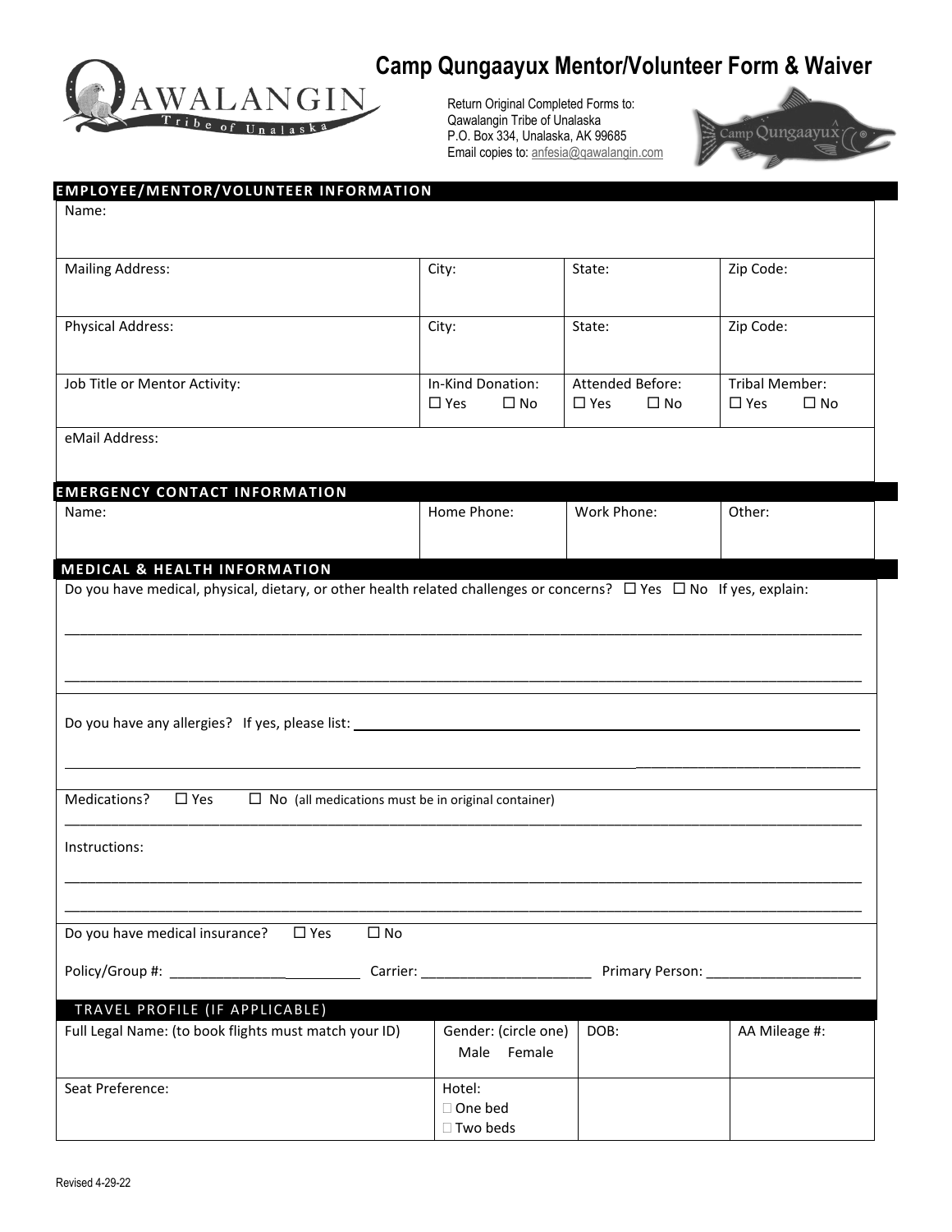# Camp Qungaayux Mentor/Volunteer Form & Waiver

Return Original Completed Forms to:
Qawalangin Tribe of Unalaska
P.O. Box 334, Unalaska, AK 99685
Email copies to: anfesia@qawalangin.com

## EMPLOYEE/MENTOR/VOLUNTEER INFORMATION

| Name: | | | |
|---|---|---|---|
| Mailing Address: | City: | State: | Zip Code: |
| Physical Address: | City: | State: | Zip Code: |
| Job Title or Mentor Activity: | In-Kind Donation: ☐ Yes ☐ No | Attended Before: ☐ Yes ☐ No | Tribal Member: ☐ Yes ☐ No |
| eMail Address: | | | |

## EMERGENCY CONTACT INFORMATION

| Name: | Home Phone: | Work Phone: | Other: |
|---|---|---|---|
| | | | |

## MEDICAL & HEALTH INFORMATION

Do you have medical, physical, dietary, or other health related challenges or concerns? ☐ Yes ☐ No If yes, explain:

______________________________________________________________________________

______________________________________________________________________________

Do you have any allergies? If yes, please list: ______________________________________________

______________________________________________________________________________

Medications? ☐ Yes ☐ No (all medications must be in original container)

______________________________________________________________________________

Instructions:

______________________________________________________________________________

______________________________________________________________________________

Do you have medical insurance? ☐ Yes ☐ No

Policy/Group #: ________________________ Carrier: ______________________ Primary Person: ____________________

## TRAVEL PROFILE (IF APPLICABLE)

| Full Legal Name: (to book flights must match your ID) | Gender: (circle one) Male Female | DOB: | AA Mileage #: |
|---|---|---|---|
| Seat Preference: | Hotel: ☐ One bed ☐ Two beds | | |

Revised 4-29-22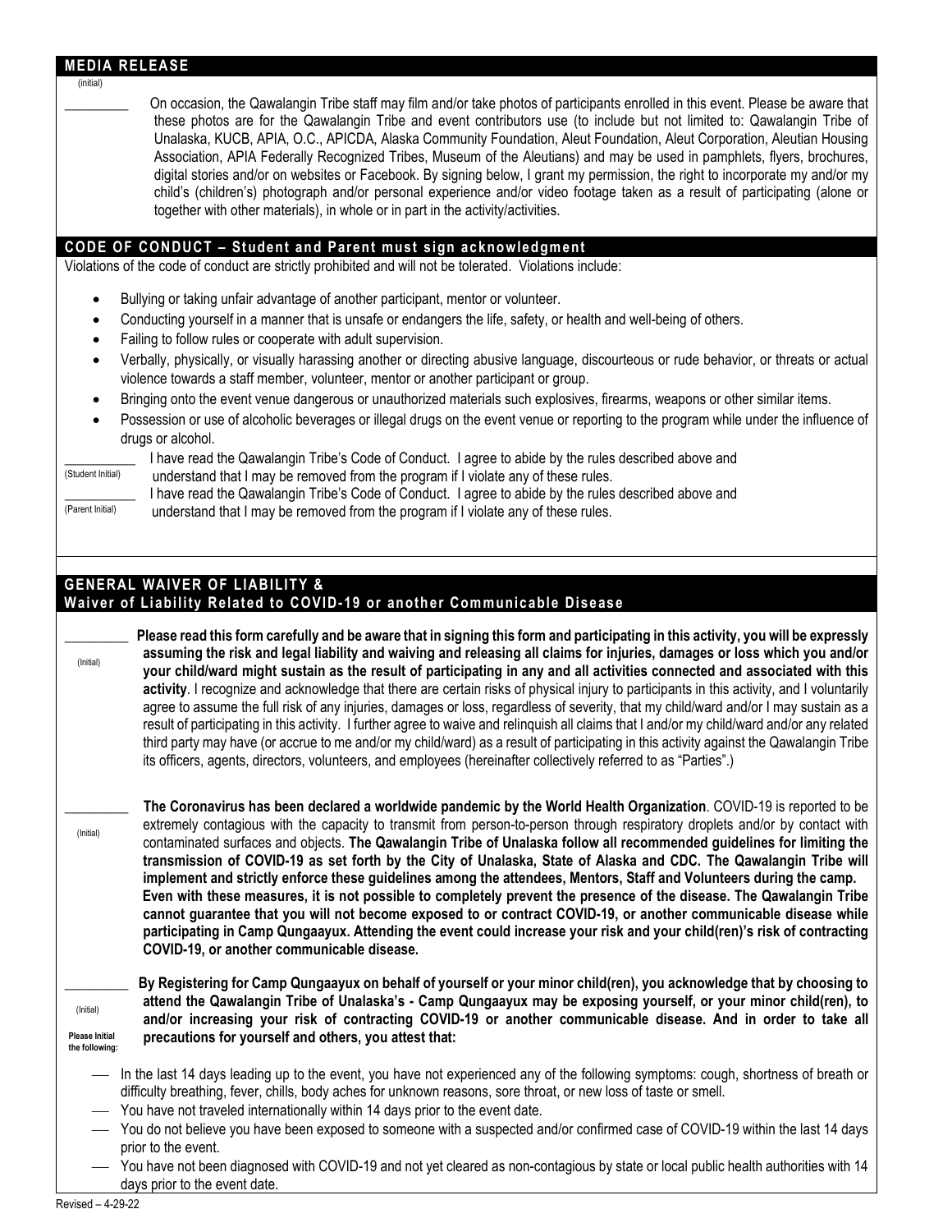## MEDIA RELEASE

(initial)

\_\_\_\_\_\_\_\_\_ On occasion, the Qawalangin Tribe staff may film and/or take photos of participants enrolled in this event. Please be aware that these photos are for the Qawalangin Tribe and event contributors use (to include but not limited to: Qawalangin Tribe of Unalaska, KUCB, APIA, O.C., APICDA, Alaska Community Foundation, Aleut Foundation, Aleut Corporation, Aleutian Housing Association, APIA Federally Recognized Tribes, Museum of the Aleutians) and may be used in pamphlets, flyers, brochures, digital stories and/or on websites or Facebook. By signing below, I grant my permission, the right to incorporate my and/or my child's (children's) photograph and/or personal experience and/or video footage taken as a result of participating (alone or together with other materials), in whole or in part in the activity/activities.

## CODE OF CONDUCT – Student and Parent must sign acknowledgment

Violations of the code of conduct are strictly prohibited and will not be tolerated. Violations include:

- Bullying or taking unfair advantage of another participant, mentor or volunteer.
- Conducting yourself in a manner that is unsafe or endangers the life, safety, or health and well-being of others.
- Failing to follow rules or cooperate with adult supervision.
- Verbally, physically, or visually harassing another or directing abusive language, discourteous or rude behavior, or threats or actual violence towards a staff member, volunteer, mentor or another participant or group.
- Bringing onto the event venue dangerous or unauthorized materials such explosives, firearms, weapons or other similar items.
- Possession or use of alcoholic beverages or illegal drugs on the event venue or reporting to the program while under the influence of drugs or alcohol.

\_\_\_\_\_\_\_\_\_ (Student Initial) I have read the Qawalangin Tribe's Code of Conduct. I agree to abide by the rules described above and understand that I may be removed from the program if I violate any of these rules.

\_\_\_\_\_\_\_\_\_ (Parent Initial) I have read the Qawalangin Tribe's Code of Conduct. I agree to abide by the rules described above and understand that I may be removed from the program if I violate any of these rules.

## GENERAL WAIVER OF LIABILITY & Waiver of Liability Related to COVID-19 or another Communicable Disease

\_\_\_\_\_\_\_\_\_ (Initial) **Please read this form carefully and be aware that in signing this form and participating in this activity, you will be expressly assuming the risk and legal liability and waiving and releasing all claims for injuries, damages or loss which you and/or your child/ward might sustain as the result of participating in any and all activities connected and associated with this activity**. I recognize and acknowledge that there are certain risks of physical injury to participants in this activity, and I voluntarily agree to assume the full risk of any injuries, damages or loss, regardless of severity, that my child/ward and/or I may sustain as a result of participating in this activity. I further agree to waive and relinquish all claims that I and/or my child/ward and/or any related third party may have (or accrue to me and/or my child/ward) as a result of participating in this activity against the Qawalangin Tribe its officers, agents, directors, volunteers, and employees (hereinafter collectively referred to as "Parties".)

\_\_\_\_\_\_\_\_\_ (Initial) **The Coronavirus has been declared a worldwide pandemic by the World Health Organization**. COVID-19 is reported to be extremely contagious with the capacity to transmit from person-to-person through respiratory droplets and/or by contact with contaminated surfaces and objects. **The Qawalangin Tribe of Unalaska follow all recommended guidelines for limiting the transmission of COVID-19 as set forth by the City of Unalaska, State of Alaska and CDC. The Qawalangin Tribe will implement and strictly enforce these guidelines among the attendees, Mentors, Staff and Volunteers during the camp. Even with these measures, it is not possible to completely prevent the presence of the disease. The Qawalangin Tribe cannot guarantee that you will not become exposed to or contract COVID-19, or another communicable disease while participating in Camp Qungaayux. Attending the event could increase your risk and your child(ren)'s risk of contracting COVID-19, or another communicable disease.**

\_\_\_\_\_\_\_\_\_ (Initial) **Please Initial the following:** **By Registering for Camp Qungaayux on behalf of yourself or your minor child(ren), you acknowledge that by choosing to attend the Qawalangin Tribe of Unalaska's - Camp Qungaayux may be exposing yourself, or your minor child(ren), to and/or increasing your risk of contracting COVID-19 or another communicable disease. And in order to take all precautions for yourself and others, you attest that:**

- \_\_\_ In the last 14 days leading up to the event, you have not experienced any of the following symptoms: cough, shortness of breath or difficulty breathing, fever, chills, body aches for unknown reasons, sore throat, or new loss of taste or smell.
- \_\_\_ You have not traveled internationally within 14 days prior to the event date.
- \_\_\_ You do not believe you have been exposed to someone with a suspected and/or confirmed case of COVID-19 within the last 14 days prior to the event.
- \_\_\_ You have not been diagnosed with COVID-19 and not yet cleared as non-contagious by state or local public health authorities with 14 days prior to the event date.

Revised – 4-29-22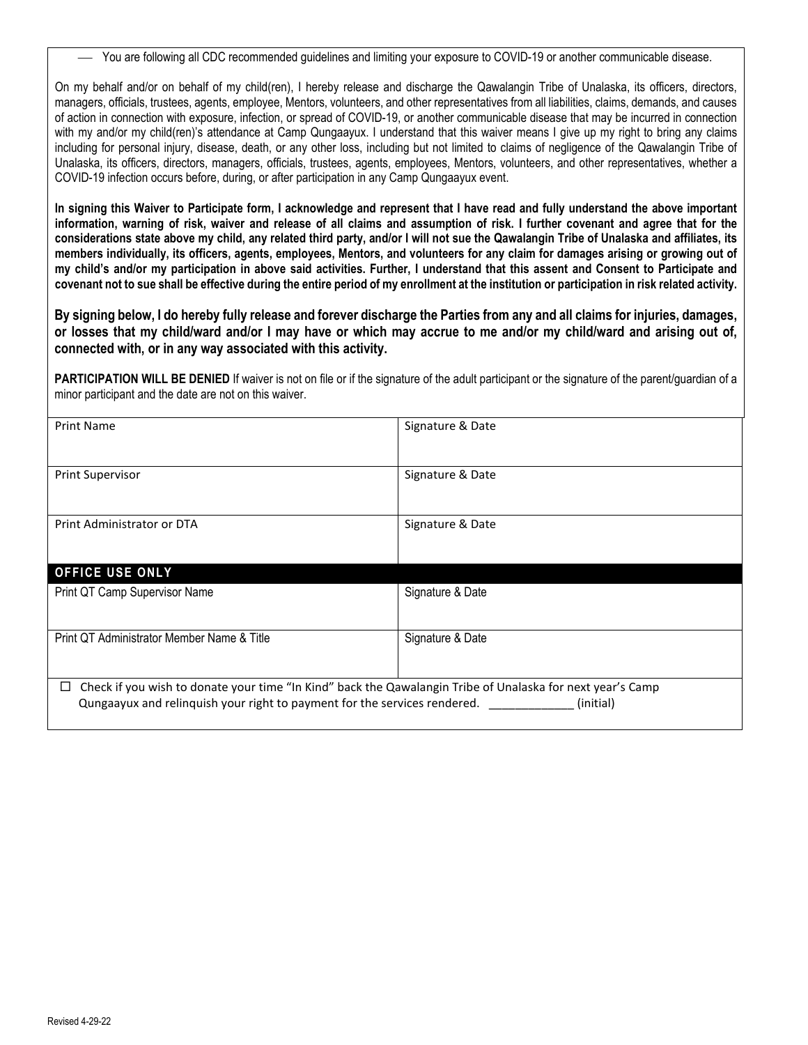- You are following all CDC recommended guidelines and limiting your exposure to COVID-19 or another communicable disease.

On my behalf and/or on behalf of my child(ren), I hereby release and discharge the Qawalangin Tribe of Unalaska, its officers, directors, managers, officials, trustees, agents, employee, Mentors, volunteers, and other representatives from all liabilities, claims, demands, and causes of action in connection with exposure, infection, or spread of COVID-19, or another communicable disease that may be incurred in connection with my and/or my child(ren)'s attendance at Camp Qungaayux. I understand that this waiver means I give up my right to bring any claims including for personal injury, disease, death, or any other loss, including but not limited to claims of negligence of the Qawalangin Tribe of Unalaska, its officers, directors, managers, officials, trustees, agents, employees, Mentors, volunteers, and other representatives, whether a COVID-19 infection occurs before, during, or after participation in any Camp Qungaayux event.

**In signing this Waiver to Participate form, I acknowledge and represent that I have read and fully understand the above important information, warning of risk, waiver and release of all claims and assumption of risk. I further covenant and agree that for the considerations state above my child, any related third party, and/or I will not sue the Qawalangin Tribe of Unalaska and affiliates, its members individually, its officers, agents, employees, Mentors, and volunteers for any claim for damages arising or growing out of my child's and/or my participation in above said activities. Further, I understand that this assent and Consent to Participate and covenant not to sue shall be effective during the entire period of my enrollment at the institution or participation in risk related activity.**

**By signing below, I do hereby fully release and forever discharge the Parties from any and all claims for injuries, damages, or losses that my child/ward and/or I may have or which may accrue to me and/or my child/ward and arising out of, connected with, or in any way associated with this activity.**

**PARTICIPATION WILL BE DENIED** If waiver is not on file or if the signature of the adult participant or the signature of the parent/guardian of a minor participant and the date are not on this waiver.

| | |
|---|---|
| Print Name | Signature & Date |
| Print Supervisor | Signature & Date |
| Print Administrator or DTA | Signature & Date |
| **OFFICE USE ONLY** | |
| Print QT Camp Supervisor Name | Signature & Date |
| Print QT Administrator Member Name & Title | Signature & Date |

☐ Check if you wish to donate your time "In Kind" back the Qawalangin Tribe of Unalaska for next year's Camp Qungaayux and relinquish your right to payment for the services rendered. ____________ (initial)

Revised 4-29-22